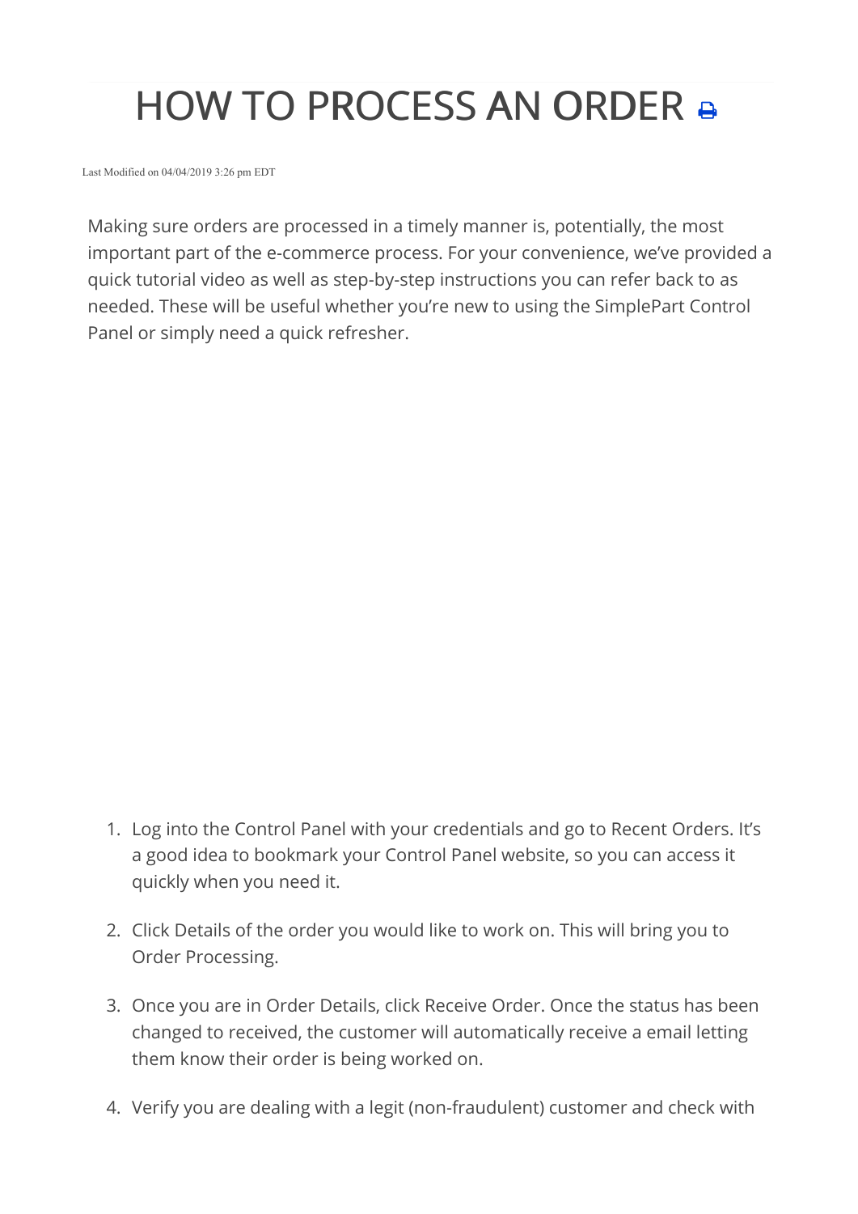# HOW TO PROCESS AN ORDER

Last Modified on 04/04/2019 3:26 pm EDT

Making sure orders are processed in a timely manner is, potentially, the most important part of the e-commerce process. For your convenience, we've provided a quick tutorial video as well as step-by-step instructions you can refer back to as needed. These will be useful whether you're new to using the SimplePart Control Panel or simply need a quick refresher.

1. Log into the Control Panel with your credentials and go to Recent Orders. It's a good idea to bookmark your Control Panel website, so you can access it quickly when you need it.
2. Click Details of the order you would like to work on. This will bring you to Order Processing.
3. Once you are in Order Details, click Receive Order. Once the status has been changed to received, the customer will automatically receive a email letting them know their order is being worked on.
4. Verify you are dealing with a legit (non-fraudulent) customer and check with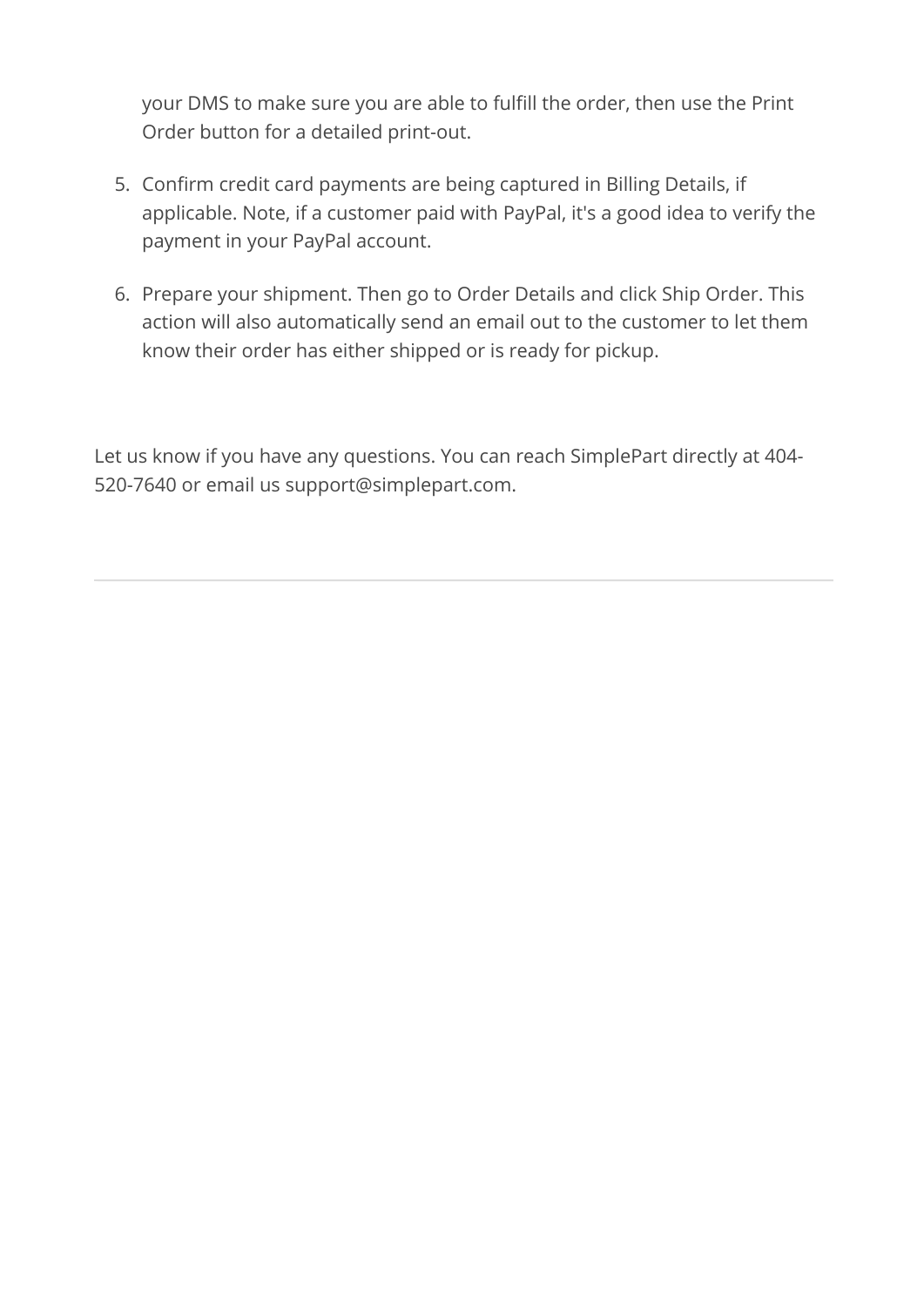your DMS to make sure you are able to fulfill the order, then use the Print Order button for a detailed print-out.

5. Confirm credit card payments are being captured in Billing Details, if applicable. Note, if a customer paid with PayPal, it's a good idea to verify the payment in your PayPal account.

6. Prepare your shipment. Then go to Order Details and click Ship Order. This action will also automatically send an email out to the customer to let them know their order has either shipped or is ready for pickup.

Let us know if you have any questions. You can reach SimplePart directly at 404-520-7640 or email us support@simplepart.com.

---